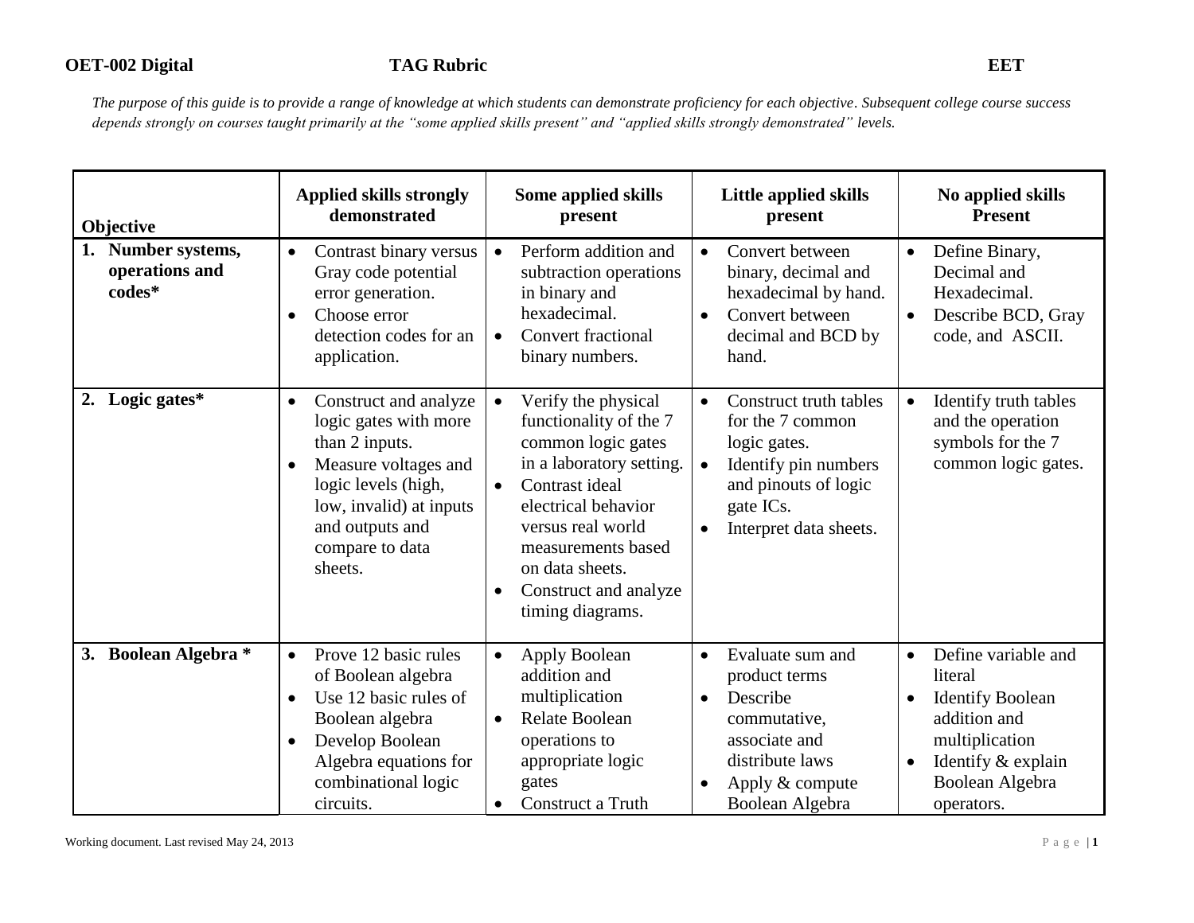**OET-002 Digital** **TAG Rubric** **EET**

*The purpose of this guide is to provide a range of knowledge at which students can demonstrate proficiency for each objective. Subsequent college course success depends strongly on courses taught primarily at the "some applied skills present" and "applied skills strongly demonstrated" levels.*

| Objective | Applied skills strongly demonstrated | Some applied skills present | Little applied skills present | No applied skills Present |
|---|---|---|---|---|
| **1. Number systems, operations and codes*** | • Contrast binary versus Gray code potential error generation.<br>• Choose error detection codes for an application. | • Perform addition and subtraction operations in binary and hexadecimal.<br>• Convert fractional binary numbers. | • Convert between binary, decimal and hexadecimal by hand.<br>• Convert between decimal and BCD by hand. | • Define Binary, Decimal and Hexadecimal.<br>• Describe BCD, Gray code, and ASCII. |
| **2. Logic gates*** | • Construct and analyze logic gates with more than 2 inputs.<br>• Measure voltages and logic levels (high, low, invalid) at inputs and outputs and compare to data sheets. | • Verify the physical functionality of the 7 common logic gates in a laboratory setting.<br>• Contrast ideal electrical behavior versus real world measurements based on data sheets.<br>• Construct and analyze timing diagrams. | • Construct truth tables for the 7 common logic gates.<br>• Identify pin numbers and pinouts of logic gate ICs.<br>• Interpret data sheets. | • Identify truth tables and the operation symbols for the 7 common logic gates. |
| **3. Boolean Algebra *** | • Prove 12 basic rules of Boolean algebra<br>• Use 12 basic rules of Boolean algebra<br>• Develop Boolean Algebra equations for combinational logic circuits. | • Apply Boolean addition and multiplication<br>• Relate Boolean operations to appropriate logic gates<br>• Construct a Truth | • Evaluate sum and product terms<br>• Describe commutative, associate and distribute laws<br>• Apply & compute Boolean Algebra | • Define variable and literal<br>• Identify Boolean addition and multiplication<br>• Identify & explain Boolean Algebra operators. |

Working document. Last revised May 24, 2013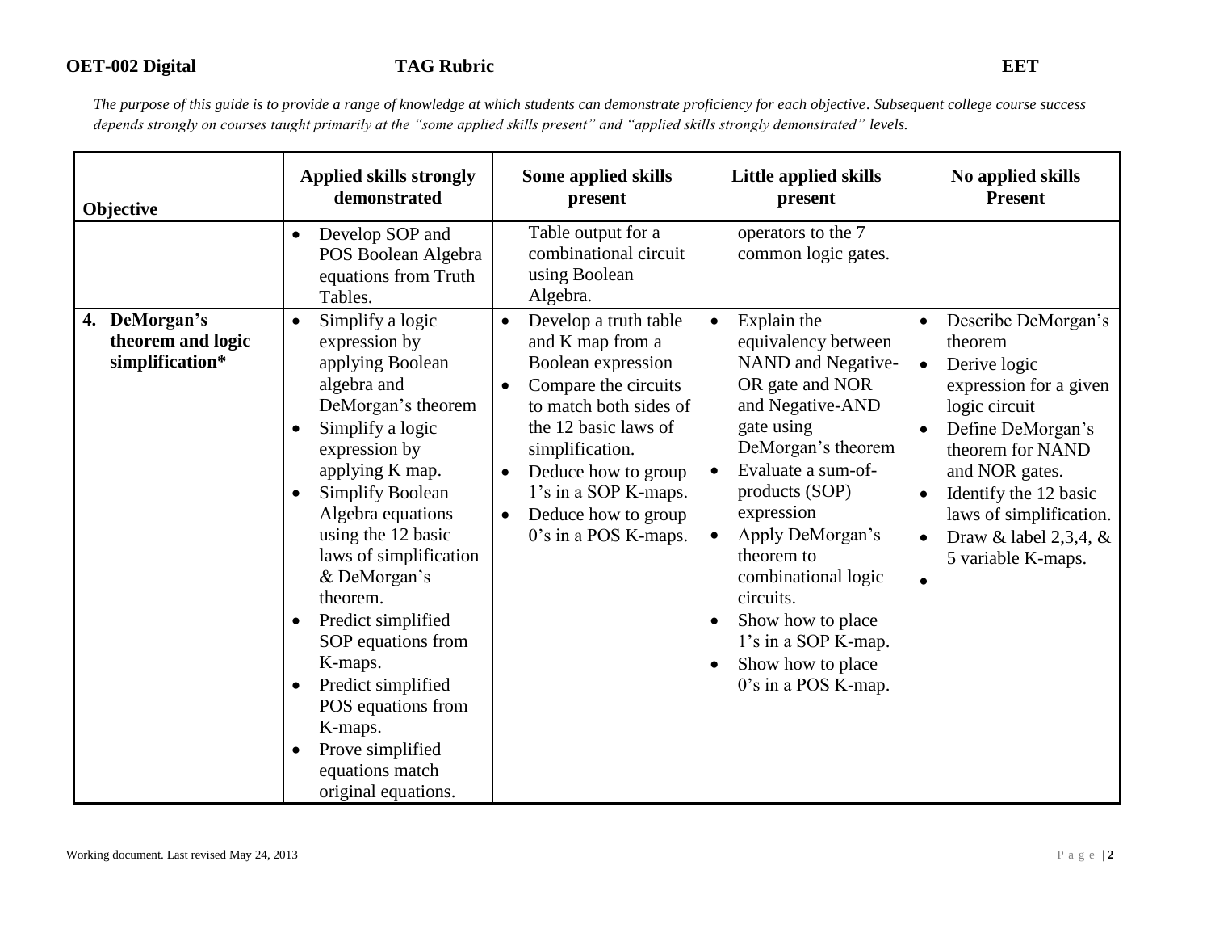*The purpose of this guide is to provide a range of knowledge at which students can demonstrate proficiency for each objective. Subsequent college course success depends strongly on courses taught primarily at the "some applied skills present" and "applied skills strongly demonstrated" levels.*

| Objective | Applied skills strongly demonstrated | Some applied skills present | Little applied skills present | No applied skills Present |
|---|---|---|---|---|
| | • Develop SOP and POS Boolean Algebra equations from Truth Tables. | Table output for a combinational circuit using Boolean Algebra. | operators to the 7 common logic gates. | |
| **4. DeMorgan's theorem and logic simplification*** | • Simplify a logic expression by applying Boolean algebra and DeMorgan's theorem<br>• Simplify a logic expression by applying K map.<br>• Simplify Boolean Algebra equations using the 12 basic laws of simplification & DeMorgan's theorem.<br>• Predict simplified SOP equations from K-maps.<br>• Predict simplified POS equations from K-maps.<br>• Prove simplified equations match original equations. | • Develop a truth table and K map from a Boolean expression<br>• Compare the circuits to match both sides of the 12 basic laws of simplification.<br>• Deduce how to group 1's in a SOP K-maps.<br>• Deduce how to group 0's in a POS K-maps. | • Explain the equivalency between NAND and Negative-OR gate and NOR and Negative-AND gate using DeMorgan's theorem<br>• Evaluate a sum-of-products (SOP) expression<br>• Apply DeMorgan's theorem to combinational logic circuits.<br>• Show how to place 1's in a SOP K-map.<br>• Show how to place 0's in a POS K-map. | • Describe DeMorgan's theorem<br>• Derive logic expression for a given logic circuit<br>• Define DeMorgan's theorem for NAND and NOR gates.<br>• Identify the 12 basic laws of simplification.<br>• Draw & label 2,3,4, & 5 variable K-maps.<br>• |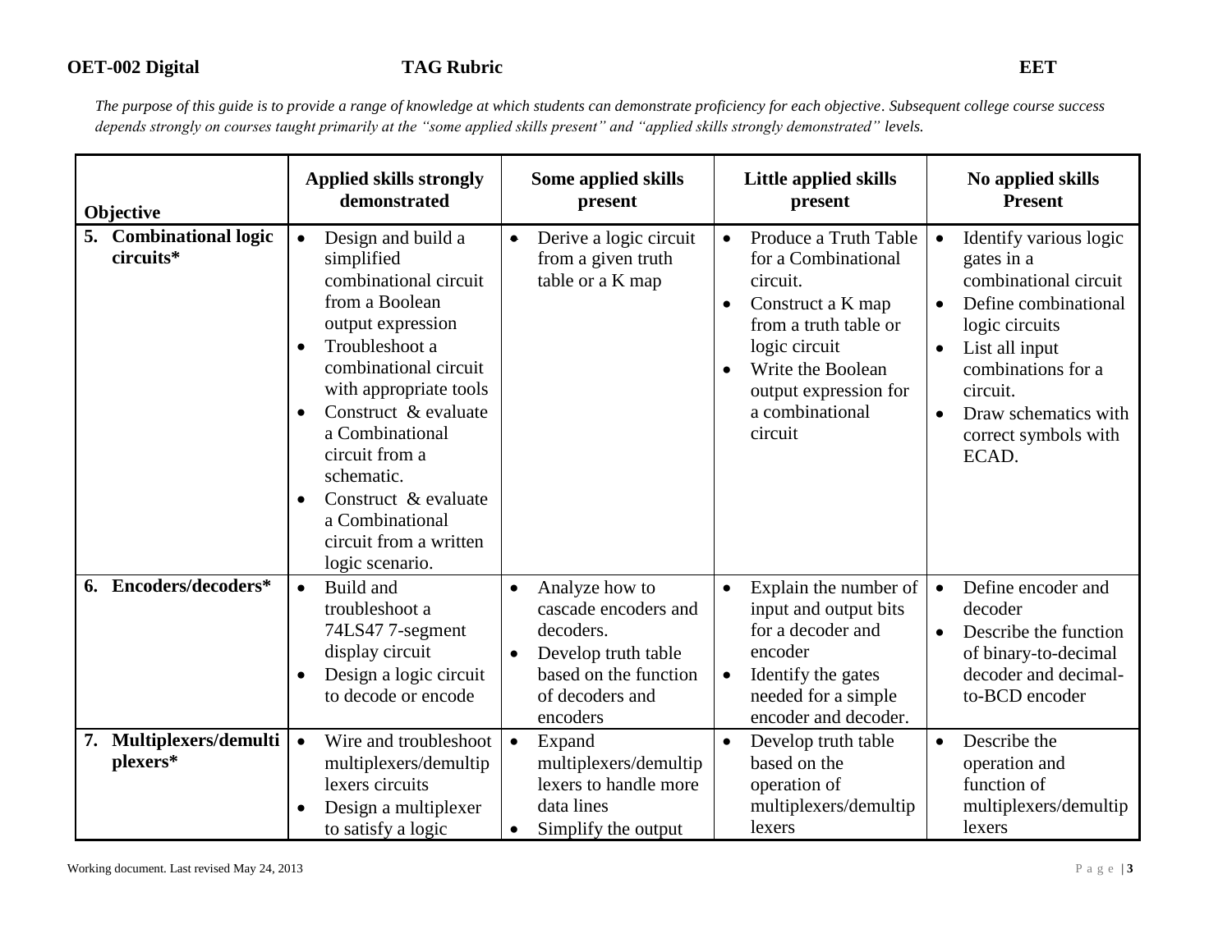**OET-002 Digital** **TAG Rubric** **EET**

*The purpose of this guide is to provide a range of knowledge at which students can demonstrate proficiency for each objective. Subsequent college course success depends strongly on courses taught primarily at the "some applied skills present" and "applied skills strongly demonstrated" levels.*

| Objective | Applied skills strongly demonstrated | Some applied skills present | Little applied skills present | No applied skills Present |
|---|---|---|---|---|
| **5. Combinational logic circuits*** | • Design and build a simplified combinational circuit from a Boolean output expression<br>• Troubleshoot a combinational circuit with appropriate tools<br>• Construct & evaluate a Combinational circuit from a schematic.<br>• Construct & evaluate a Combinational circuit from a written logic scenario. | • Derive a logic circuit from a given truth table or a K map | • Produce a Truth Table for a Combinational circuit.<br>• Construct a K map from a truth table or logic circuit<br>• Write the Boolean output expression for a combinational circuit | • Identify various logic gates in a combinational circuit<br>• Define combinational logic circuits<br>• List all input combinations for a circuit.<br>• Draw schematics with correct symbols with ECAD. |
| **6. Encoders/decoders*** | • Build and troubleshoot a 74LS47 7-segment display circuit<br>• Design a logic circuit to decode or encode | • Analyze how to cascade encoders and decoders.<br>• Develop truth table based on the function of decoders and encoders | • Explain the number of input and output bits for a decoder and encoder<br>• Identify the gates needed for a simple encoder and decoder. | • Define encoder and decoder<br>• Describe the function of binary-to-decimal decoder and decimal-to-BCD encoder |
| **7. Multiplexers/demultiplexers*** | • Wire and troubleshoot multiplexers/demultiplexers circuits<br>• Design a multiplexer to satisfy a logic | • Expand multiplexers/demultiplexers to handle more data lines<br>• Simplify the output | • Develop truth table based on the operation of multiplexers/demultiplexers | • Describe the operation and function of multiplexers/demultiplexers |

Working document. Last revised May 24, 2013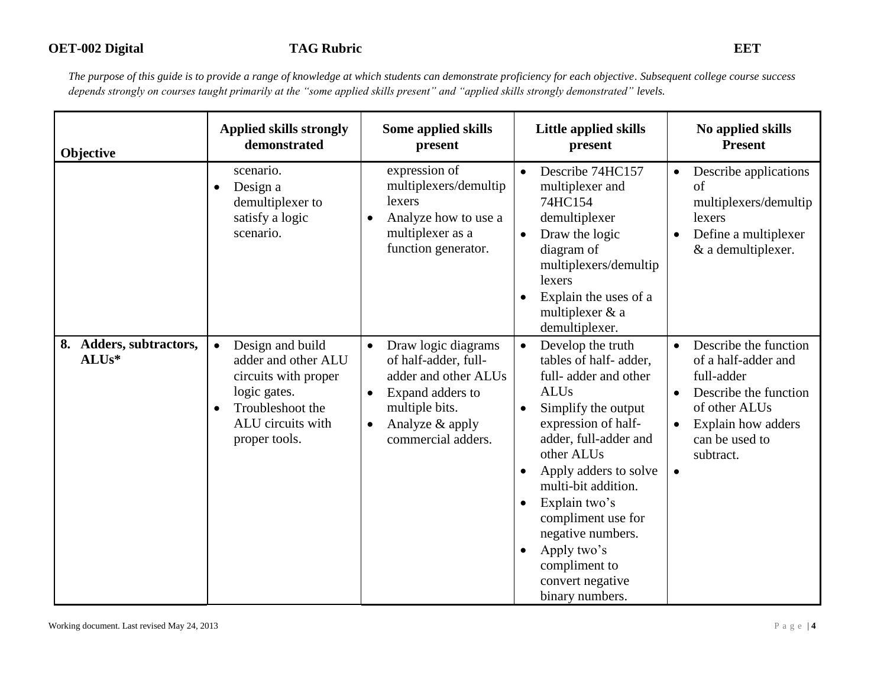*The purpose of this guide is to provide a range of knowledge at which students can demonstrate proficiency for each objective. Subsequent college course success depends strongly on courses taught primarily at the "some applied skills present" and "applied skills strongly demonstrated" levels.*

| Objective | Applied skills strongly demonstrated | Some applied skills present | Little applied skills present | No applied skills Present |
|---|---|---|---|---|
| | scenario.<br>• Design a demultiplexer to satisfy a logic scenario. | expression of multiplexers/demultiplexers<br>• Analyze how to use a multiplexer as a function generator. | • Describe 74HC157 multiplexer and 74HC154 demultiplexer<br>• Draw the logic diagram of multiplexers/demultiplexers<br>• Explain the uses of a multiplexer & a demultiplexer. | • Describe applications of multiplexers/demultiplexers<br>• Define a multiplexer & a demultiplexer. |
| **8. Adders, subtractors, ALUs*** | • Design and build adder and other ALU circuits with proper logic gates.<br>• Troubleshoot the ALU circuits with proper tools. | • Draw logic diagrams of half-adder, full-adder and other ALUs<br>• Expand adders to multiple bits.<br>• Analyze & apply commercial adders. | • Develop the truth tables of half- adder, full- adder and other ALUs<br>• Simplify the output expression of half-adder, full-adder and other ALUs<br>• Apply adders to solve multi-bit addition.<br>• Explain two's compliment use for negative numbers.<br>• Apply two's compliment to convert negative binary numbers. | • Describe the function of a half-adder and full-adder<br>• Describe the function of other ALUs<br>• Explain how adders can be used to subtract.<br>• |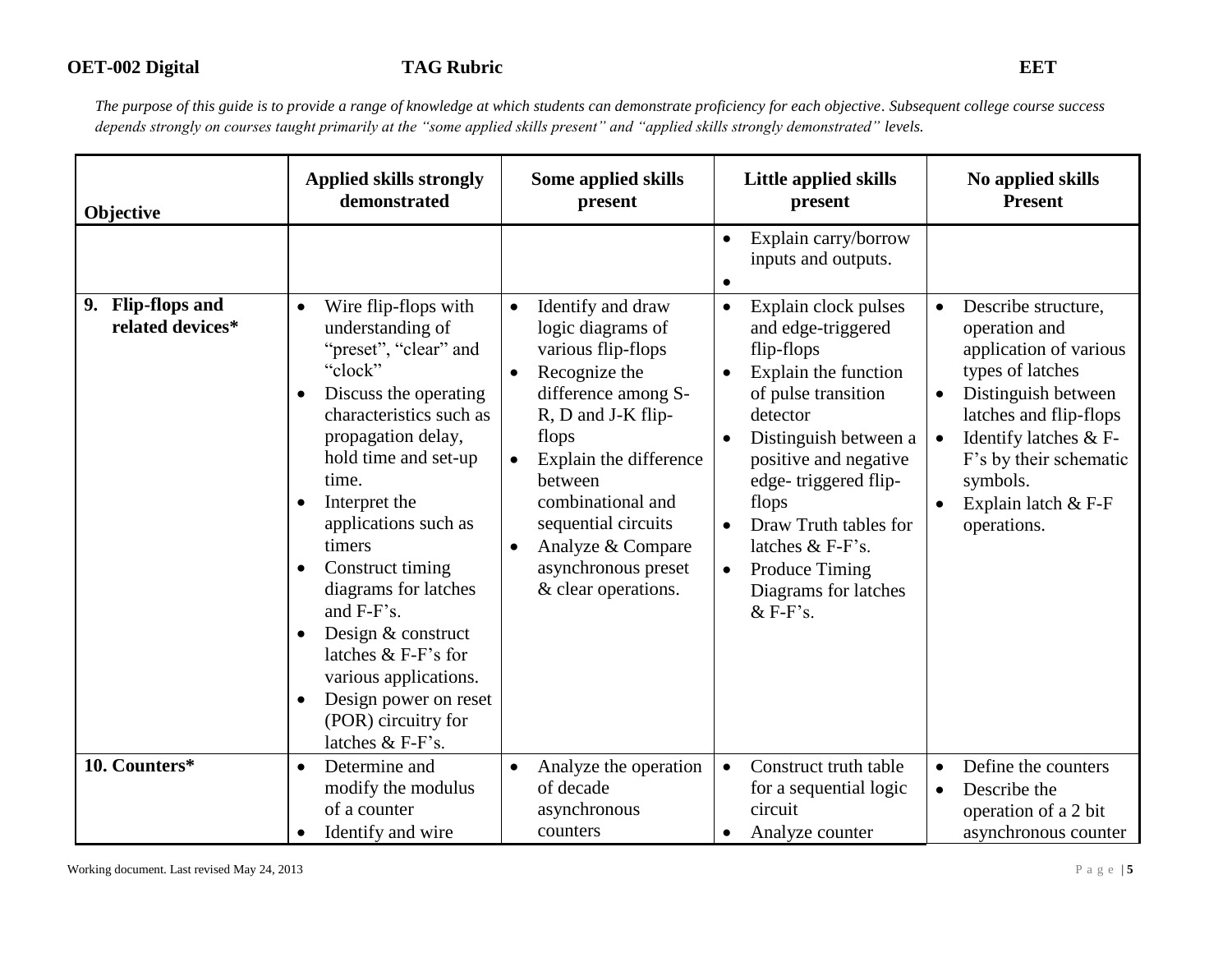The purpose of this guide is to provide a range of knowledge at which students can demonstrate proficiency for each objective. Subsequent college course success depends strongly on courses taught primarily at the "some applied skills present" and "applied skills strongly demonstrated" levels.

| Objective | Applied skills strongly demonstrated | Some applied skills present | Little applied skills present | No applied skills Present |
|---|---|---|---|---|
| | | | • Explain carry/borrow inputs and outputs.<br>• | |
| **9. Flip-flops and related devices*** | • Wire flip-flops with understanding of "preset", "clear" and "clock"<br>• Discuss the operating characteristics such as propagation delay, hold time and set-up time.<br>• Interpret the applications such as timers<br>• Construct timing diagrams for latches and F-F's.<br>• Design & construct latches & F-F's for various applications.<br>• Design power on reset (POR) circuitry for latches & F-F's. | • Identify and draw logic diagrams of various flip-flops<br>• Recognize the difference among S-R, D and J-K flip-flops<br>• Explain the difference between combinational and sequential circuits<br>• Analyze & Compare asynchronous preset & clear operations. | • Explain clock pulses and edge-triggered flip-flops<br>• Explain the function of pulse transition detector<br>• Distinguish between a positive and negative edge- triggered flip-flops<br>• Draw Truth tables for latches & F-F's.<br>• Produce Timing Diagrams for latches & F-F's. | • Describe structure, operation and application of various types of latches<br>• Distinguish between latches and flip-flops<br>• Identify latches & F-F's by their schematic symbols.<br>• Explain latch & F-F operations. |
| **10. Counters*** | • Determine and modify the modulus of a counter<br>• Identify and wire | • Analyze the operation of decade asynchronous counters | • Construct truth table for a sequential logic circuit<br>• Analyze counter | • Define the counters<br>• Describe the operation of a 2 bit asynchronous counter |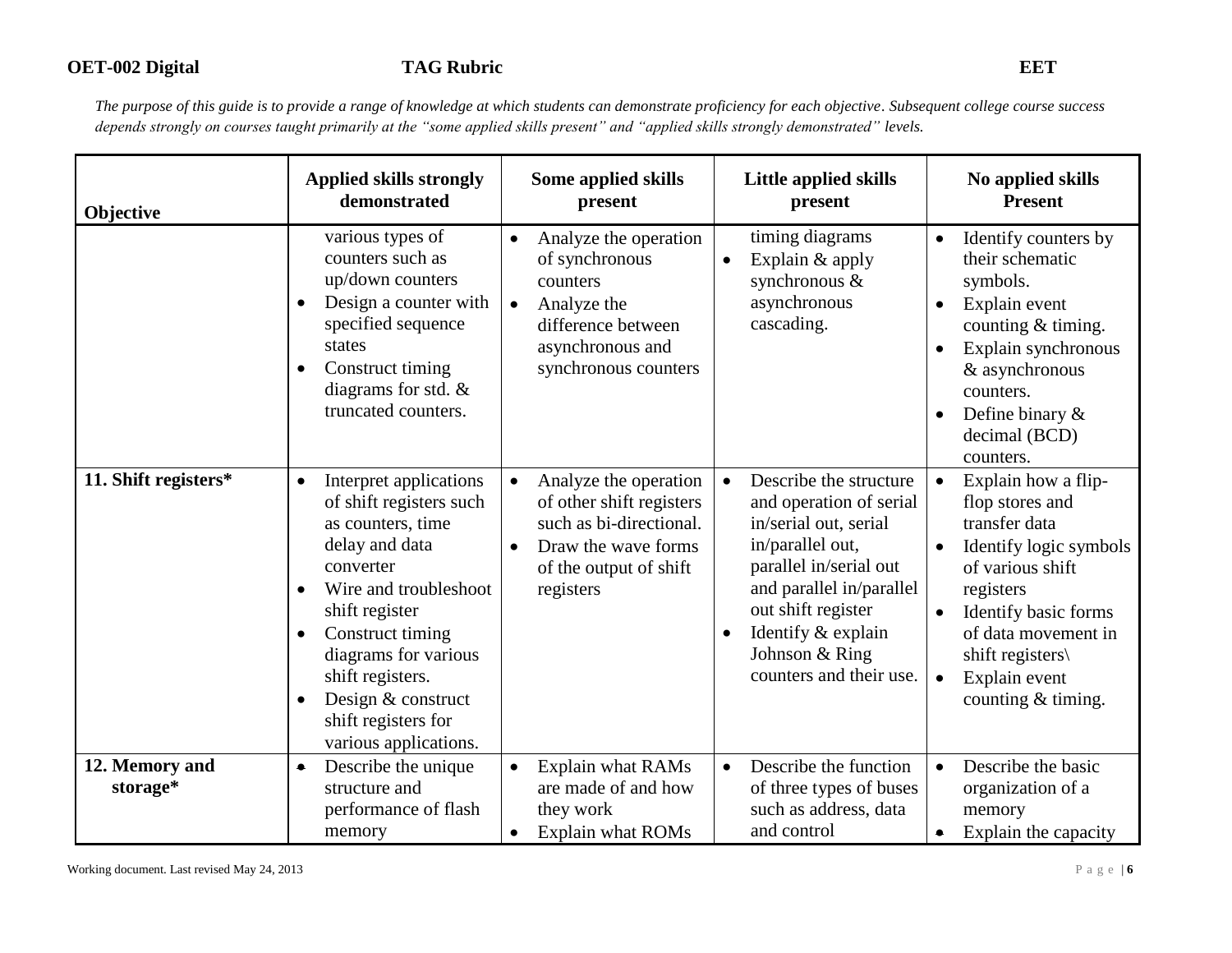**OET-002 Digital** **TAG Rubric** **EET**

*The purpose of this guide is to provide a range of knowledge at which students can demonstrate proficiency for each objective. Subsequent college course success depends strongly on courses taught primarily at the "some applied skills present" and "applied skills strongly demonstrated" levels.*

| Objective | Applied skills strongly demonstrated | Some applied skills present | Little applied skills present | No applied skills Present |
|---|---|---|---|---|
| | various types of counters such as up/down counters<br>• Design a counter with specified sequence states<br>• Construct timing diagrams for std. & truncated counters. | • Analyze the operation of synchronous counters<br>• Analyze the difference between asynchronous and synchronous counters | timing diagrams<br>• Explain & apply synchronous & asynchronous cascading. | • Identify counters by their schematic symbols.<br>• Explain event counting & timing.<br>• Explain synchronous & asynchronous counters.<br>• Define binary & decimal (BCD) counters. |
| **11. Shift registers*** | • Interpret applications of shift registers such as counters, time delay and data converter<br>• Wire and troubleshoot shift register<br>• Construct timing diagrams for various shift registers.<br>• Design & construct shift registers for various applications. | • Analyze the operation of other shift registers such as bi-directional.<br>• Draw the wave forms of the output of shift registers | • Describe the structure and operation of serial in/serial out, serial in/parallel out, parallel in/serial out and parallel in/parallel out shift register<br>• Identify & explain Johnson & Ring counters and their use. | • Explain how a flip-flop stores and transfer data<br>• Identify logic symbols of various shift registers<br>• Identify basic forms of data movement in shift registers\<br>• Explain event counting & timing. |
| **12. Memory and storage*** | • Describe the unique structure and performance of flash memory | • Explain what RAMs are made of and how they work<br>• Explain what ROMs | • Describe the function of three types of buses such as address, data and control | • Describe the basic organization of a memory<br>• Explain the capacity |

Working document. Last revised May 24, 2013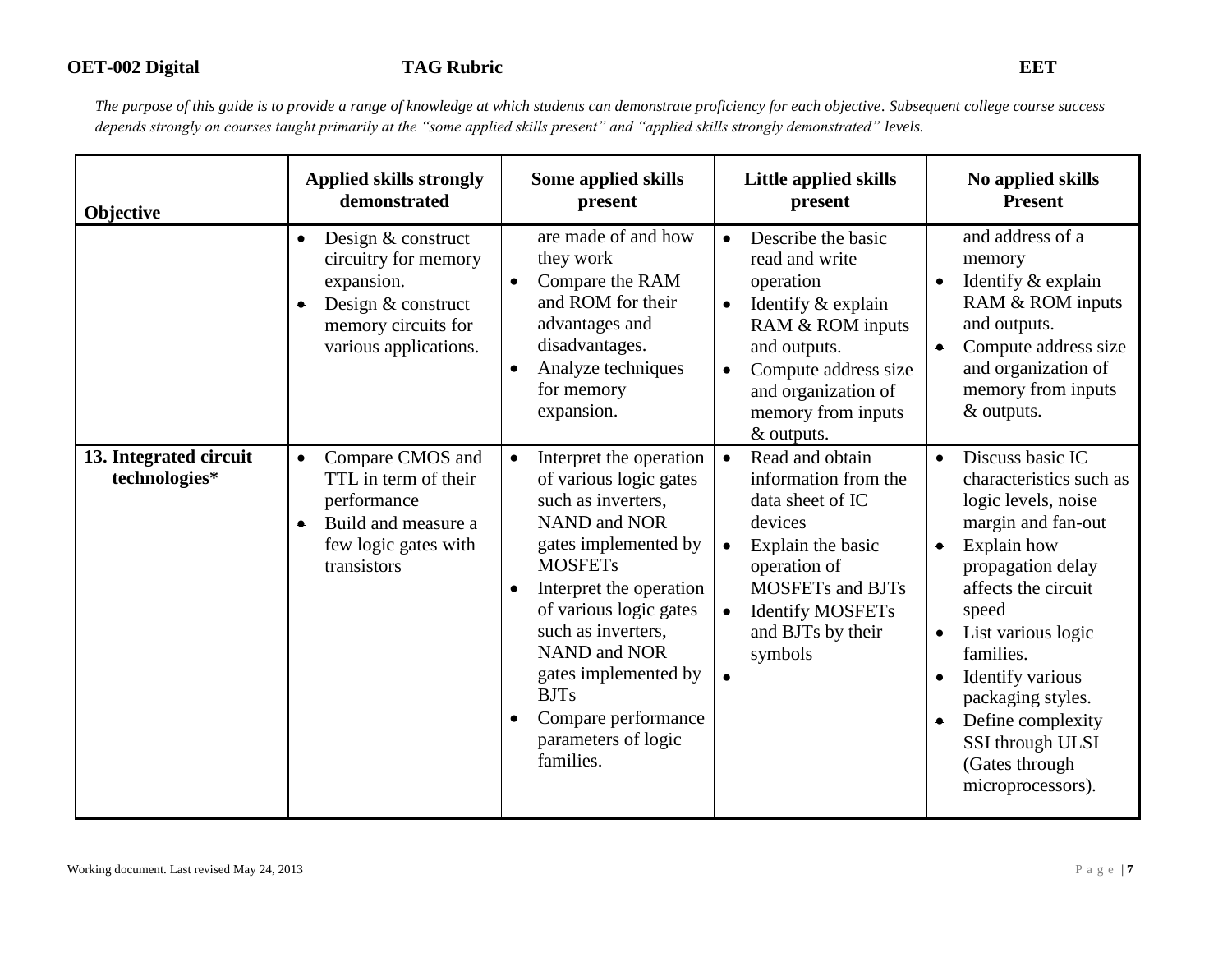*The purpose of this guide is to provide a range of knowledge at which students can demonstrate proficiency for each objective. Subsequent college course success depends strongly on courses taught primarily at the "some applied skills present" and "applied skills strongly demonstrated" levels.*

| Objective | Applied skills strongly demonstrated | Some applied skills present | Little applied skills present | No applied skills Present |
|---|---|---|---|---|
| | • Design & construct circuitry for memory expansion.<br>• Design & construct memory circuits for various applications. | are made of and how they work<br>• Compare the RAM and ROM for their advantages and disadvantages.<br>• Analyze techniques for memory expansion. | • Describe the basic read and write operation<br>• Identify & explain RAM & ROM inputs and outputs.<br>• Compute address size and organization of memory from inputs & outputs. | and address of a memory<br>• Identify & explain RAM & ROM inputs and outputs.<br>• Compute address size and organization of memory from inputs & outputs. |
| **13. Integrated circuit technologies*** | • Compare CMOS and TTL in term of their performance<br>• Build and measure a few logic gates with transistors | • Interpret the operation of various logic gates such as inverters, NAND and NOR gates implemented by MOSFETs<br>• Interpret the operation of various logic gates such as inverters, NAND and NOR gates implemented by BJTs<br>• Compare performance parameters of logic families. | • Read and obtain information from the data sheet of IC devices<br>• Explain the basic operation of MOSFETs and BJTs<br>• Identify MOSFETs and BJTs by their symbols<br>• | • Discuss basic IC characteristics such as logic levels, noise margin and fan-out<br>• Explain how propagation delay affects the circuit speed<br>• List various logic families.<br>• Identify various packaging styles.<br>• Define complexity SSI through ULSI (Gates through microprocessors). |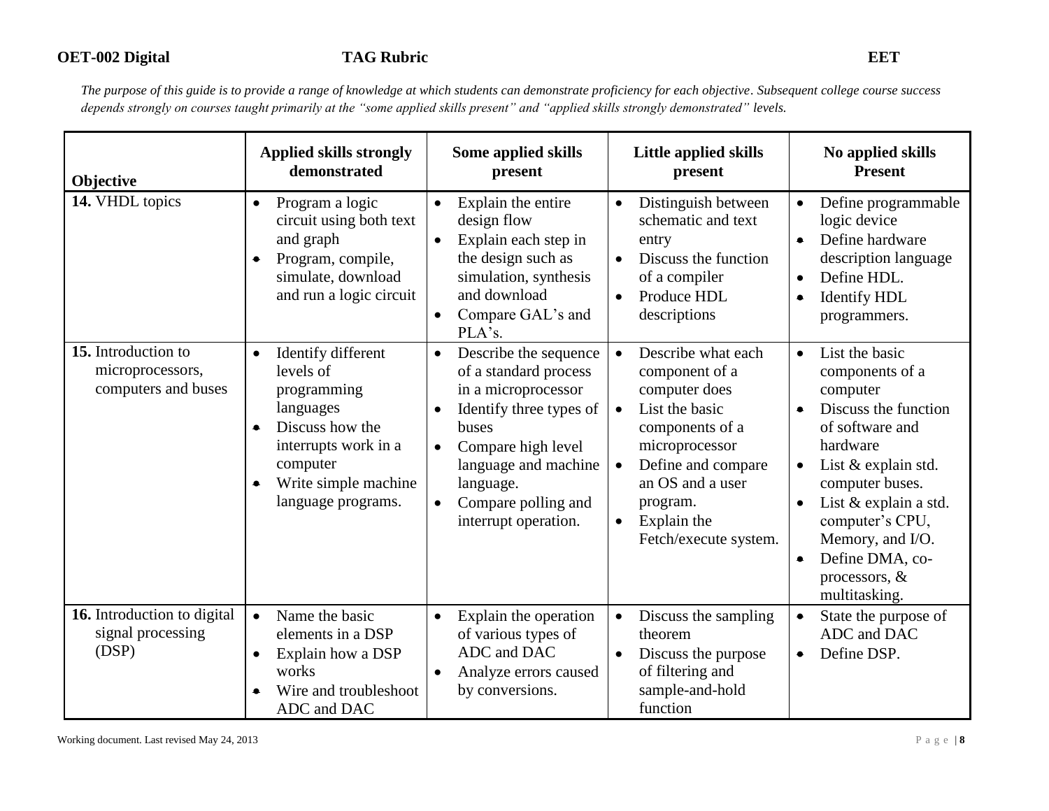*The purpose of this guide is to provide a range of knowledge at which students can demonstrate proficiency for each objective. Subsequent college course success depends strongly on courses taught primarily at the "some applied skills present" and "applied skills strongly demonstrated" levels.*

| Objective | Applied skills strongly demonstrated | Some applied skills present | Little applied skills present | No applied skills Present |
|---|---|---|---|---|
| **14.** VHDL topics | • Program a logic circuit using both text and graph<br>• Program, compile, simulate, download and run a logic circuit | • Explain the entire design flow<br>• Explain each step in the design such as simulation, synthesis and download<br>• Compare GAL's and PLA's. | • Distinguish between schematic and text entry<br>• Discuss the function of a compiler<br>• Produce HDL descriptions | • Define programmable logic device<br>• Define hardware description language<br>• Define HDL.<br>• Identify HDL programmers. |
| **15.** Introduction to microprocessors, computers and buses | • Identify different levels of programming languages<br>• Discuss how the interrupts work in a computer<br>• Write simple machine language programs. | • Describe the sequence of a standard process in a microprocessor<br>• Identify three types of buses<br>• Compare high level language and machine language.<br>• Compare polling and interrupt operation. | • Describe what each component of a computer does<br>• List the basic components of a microprocessor<br>• Define and compare an OS and a user program.<br>• Explain the Fetch/execute system. | • List the basic components of a computer<br>• Discuss the function of software and hardware<br>• List & explain std. computer buses.<br>• List & explain a std. computer's CPU, Memory, and I/O.<br>• Define DMA, co-processors, & multitasking. |
| **16.** Introduction to digital signal processing (DSP) | • Name the basic elements in a DSP<br>• Explain how a DSP works<br>• Wire and troubleshoot ADC and DAC | • Explain the operation of various types of ADC and DAC<br>• Analyze errors caused by conversions. | • Discuss the sampling theorem<br>• Discuss the purpose of filtering and sample-and-hold function | • State the purpose of ADC and DAC<br>• Define DSP. |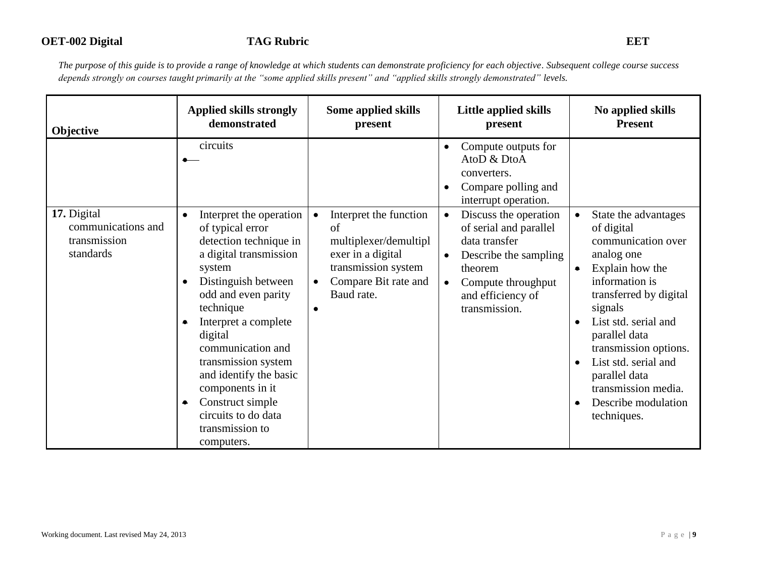**OET-002 Digital** **TAG Rubric** **EET**

*The purpose of this guide is to provide a range of knowledge at which students can demonstrate proficiency for each objective. Subsequent college course success depends strongly on courses taught primarily at the "some applied skills present" and "applied skills strongly demonstrated" levels.*

| Objective | Applied skills strongly demonstrated | Some applied skills present | Little applied skills present | No applied skills Present |
|---|---|---|---|---|
| | circuits<br>• | | • Compute outputs for AtoD & DtoA converters.<br>• Compare polling and interrupt operation. | |
| **17.** Digital communications and transmission standards | • Interpret the operation of typical error detection technique in a digital transmission system<br>• Distinguish between odd and even parity technique<br>• Interpret a complete digital communication and transmission system and identify the basic components in it<br>• Construct simple circuits to do data transmission to computers. | • Interpret the function of multiplexer/demultiplexer in a digital transmission system<br>• Compare Bit rate and Baud rate.<br>• | • Discuss the operation of serial and parallel data transfer<br>• Describe the sampling theorem<br>• Compute throughput and efficiency of transmission. | • State the advantages of digital communication over analog one<br>• Explain how the information is transferred by digital signals<br>• List std. serial and parallel data transmission options.<br>• List std. serial and parallel data transmission media.<br>• Describe modulation techniques. |

Working document. Last revised May 24, 2013